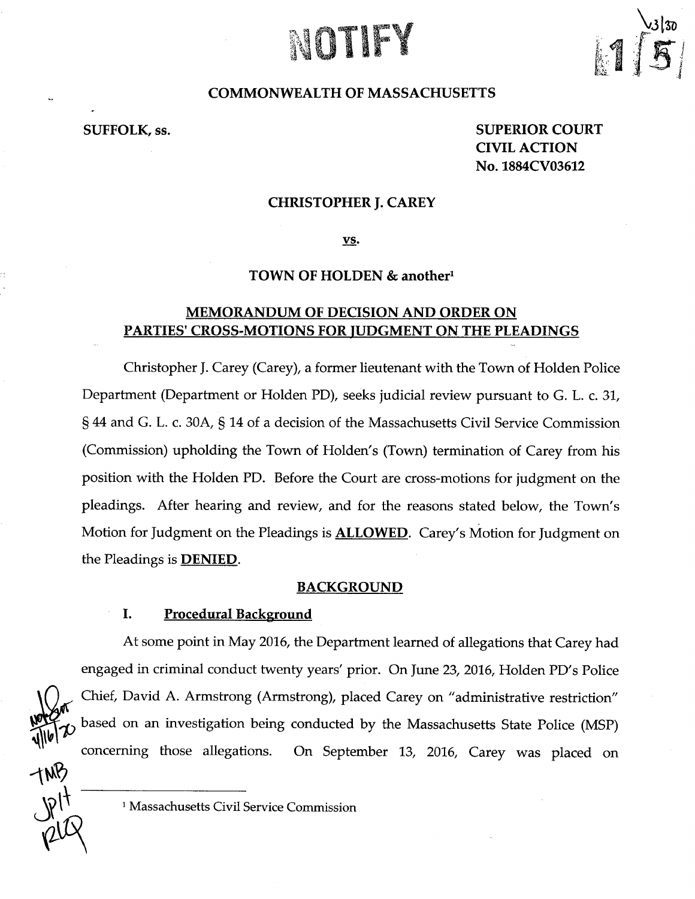# NOTIFY

**COMMONWEALTH OF MASSACHUSETTS**

**SUFFOLK, ss.**

**SUPERIOR COURT**
**CIVIL ACTION**
**No. 1884CV03612**

**CHRISTOPHER J. CAREY**

**vs.**

**TOWN OF HOLDEN & another[1]**

## MEMORANDUM OF DECISION AND ORDER ON PARTIES' CROSS-MOTIONS FOR JUDGMENT ON THE PLEADINGS

Christopher J. Carey (Carey), a former lieutenant with the Town of Holden Police Department (Department or Holden PD), seeks judicial review pursuant to G. L. c. 31, § 44 and G. L. c. 30A, § 14 of a decision of the Massachusetts Civil Service Commission (Commission) upholding the Town of Holden's (Town) termination of Carey from his position with the Holden PD. Before the Court are cross-motions for judgment on the pleadings. After hearing and review, and for the reasons stated below, the Town's Motion for Judgment on the Pleadings is **ALLOWED**. Carey's Motion for Judgment on the Pleadings is **DENIED**.

## BACKGROUND

### I. Procedural Background

At some point in May 2016, the Department learned of allegations that Carey had engaged in criminal conduct twenty years' prior. On June 23, 2016, Holden PD's Police Chief, David A. Armstrong (Armstrong), placed Carey on "administrative restriction" based on an investigation being conducted by the Massachusetts State Police (MSP) concerning those allegations. On September 13, 2016, Carey was placed on

[1] Massachusetts Civil Service Commission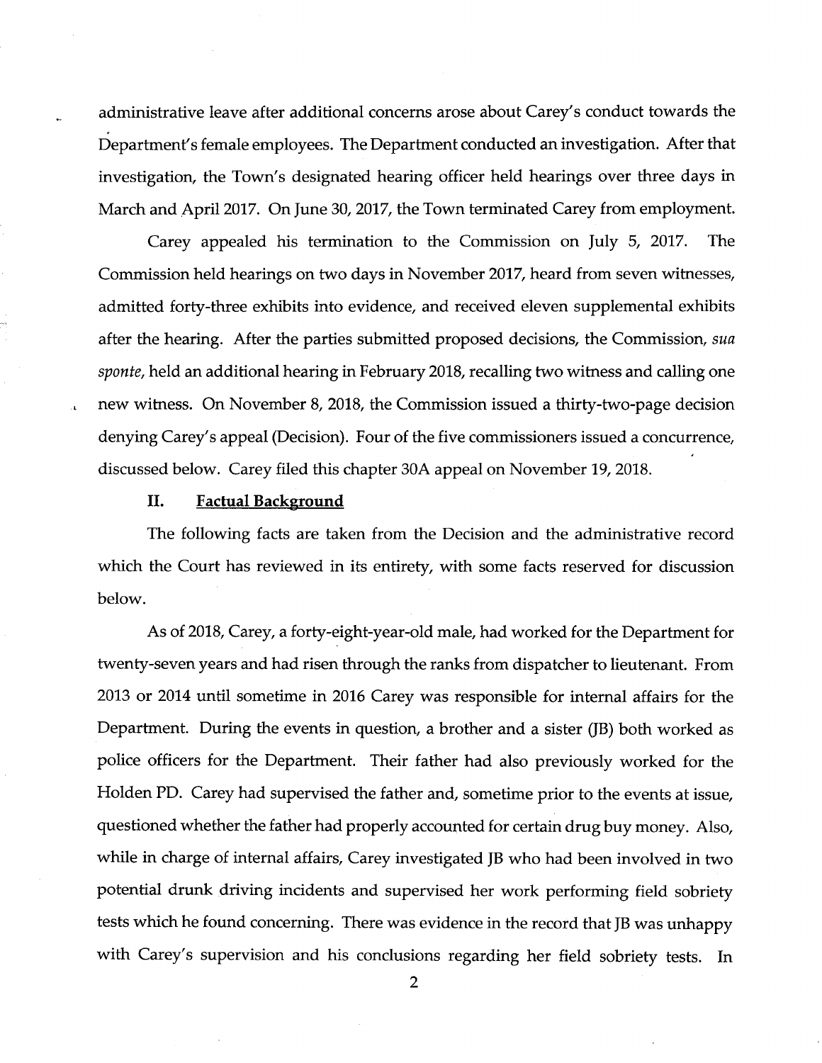administrative leave after additional concerns arose about Carey's conduct towards the Department's female employees. The Department conducted an investigation. After that investigation, the Town's designated hearing officer held hearings over three days in March and April 2017. On June 30, 2017, the Town terminated Carey from employment.

Carey appealed his termination to the Commission on July 5, 2017. The Commission held hearings on two days in November 2017, heard from seven witnesses, admitted forty-three exhibits into evidence, and received eleven supplemental exhibits after the hearing. After the parties submitted proposed decisions, the Commission, *sua sponte*, held an additional hearing in February 2018, recalling two witness and calling one new witness. On November 8, 2018, the Commission issued a thirty-two-page decision denying Carey's appeal (Decision). Four of the five commissioners issued a concurrence, discussed below. Carey filed this chapter 30A appeal on November 19, 2018.

## II. Factual Background

The following facts are taken from the Decision and the administrative record which the Court has reviewed in its entirety, with some facts reserved for discussion below.

As of 2018, Carey, a forty-eight-year-old male, had worked for the Department for twenty-seven years and had risen through the ranks from dispatcher to lieutenant. From 2013 or 2014 until sometime in 2016 Carey was responsible for internal affairs for the Department. During the events in question, a brother and a sister (JB) both worked as police officers for the Department. Their father had also previously worked for the Holden PD. Carey had supervised the father and, sometime prior to the events at issue, questioned whether the father had properly accounted for certain drug buy money. Also, while in charge of internal affairs, Carey investigated JB who had been involved in two potential drunk driving incidents and supervised her work performing field sobriety tests which he found concerning. There was evidence in the record that JB was unhappy with Carey's supervision and his conclusions regarding her field sobriety tests. In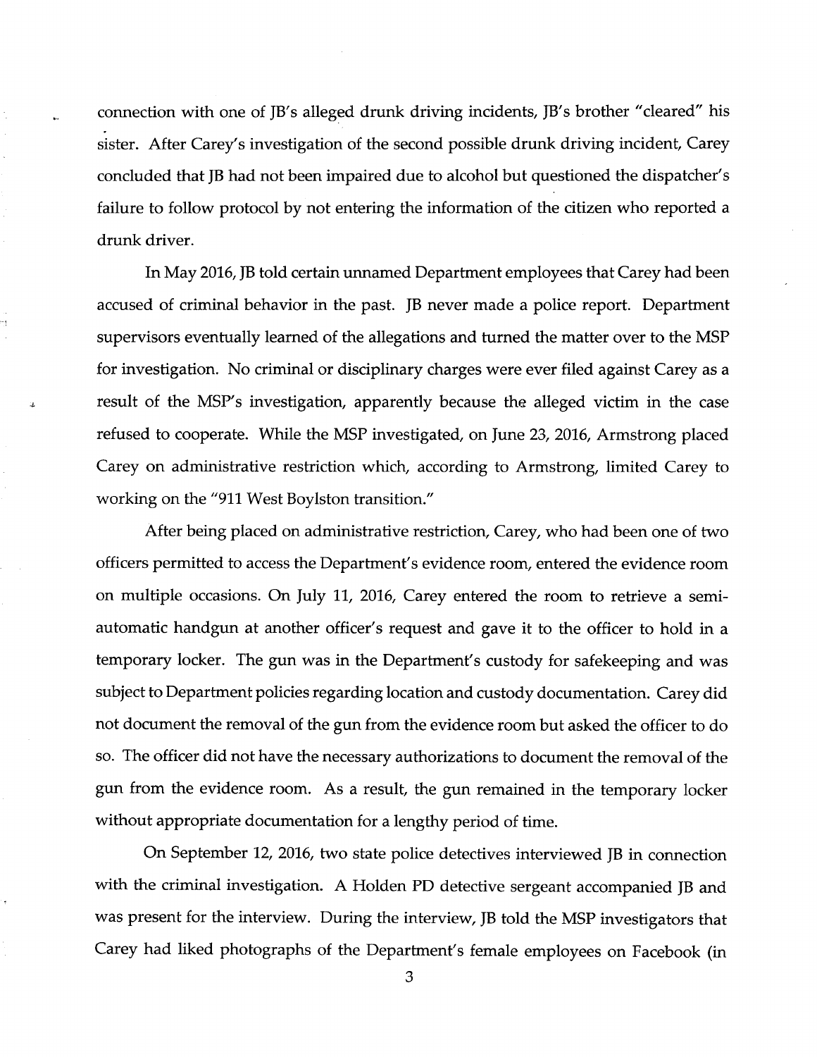connection with one of JB's alleged drunk driving incidents, JB's brother "cleared" his sister. After Carey's investigation of the second possible drunk driving incident, Carey concluded that JB had not been impaired due to alcohol but questioned the dispatcher's failure to follow protocol by not entering the information of the citizen who reported a drunk driver.

In May 2016, JB told certain unnamed Department employees that Carey had been accused of criminal behavior in the past. JB never made a police report. Department supervisors eventually learned of the allegations and turned the matter over to the MSP for investigation. No criminal or disciplinary charges were ever filed against Carey as a result of the MSP's investigation, apparently because the alleged victim in the case refused to cooperate. While the MSP investigated, on June 23, 2016, Armstrong placed Carey on administrative restriction which, according to Armstrong, limited Carey to working on the "911 West Boylston transition."

After being placed on administrative restriction, Carey, who had been one of two officers permitted to access the Department's evidence room, entered the evidence room on multiple occasions. On July 11, 2016, Carey entered the room to retrieve a semi-automatic handgun at another officer's request and gave it to the officer to hold in a temporary locker. The gun was in the Department's custody for safekeeping and was subject to Department policies regarding location and custody documentation. Carey did not document the removal of the gun from the evidence room but asked the officer to do so. The officer did not have the necessary authorizations to document the removal of the gun from the evidence room. As a result, the gun remained in the temporary locker without appropriate documentation for a lengthy period of time.

On September 12, 2016, two state police detectives interviewed JB in connection with the criminal investigation. A Holden PD detective sergeant accompanied JB and was present for the interview. During the interview, JB told the MSP investigators that Carey had liked photographs of the Department's female employees on Facebook (in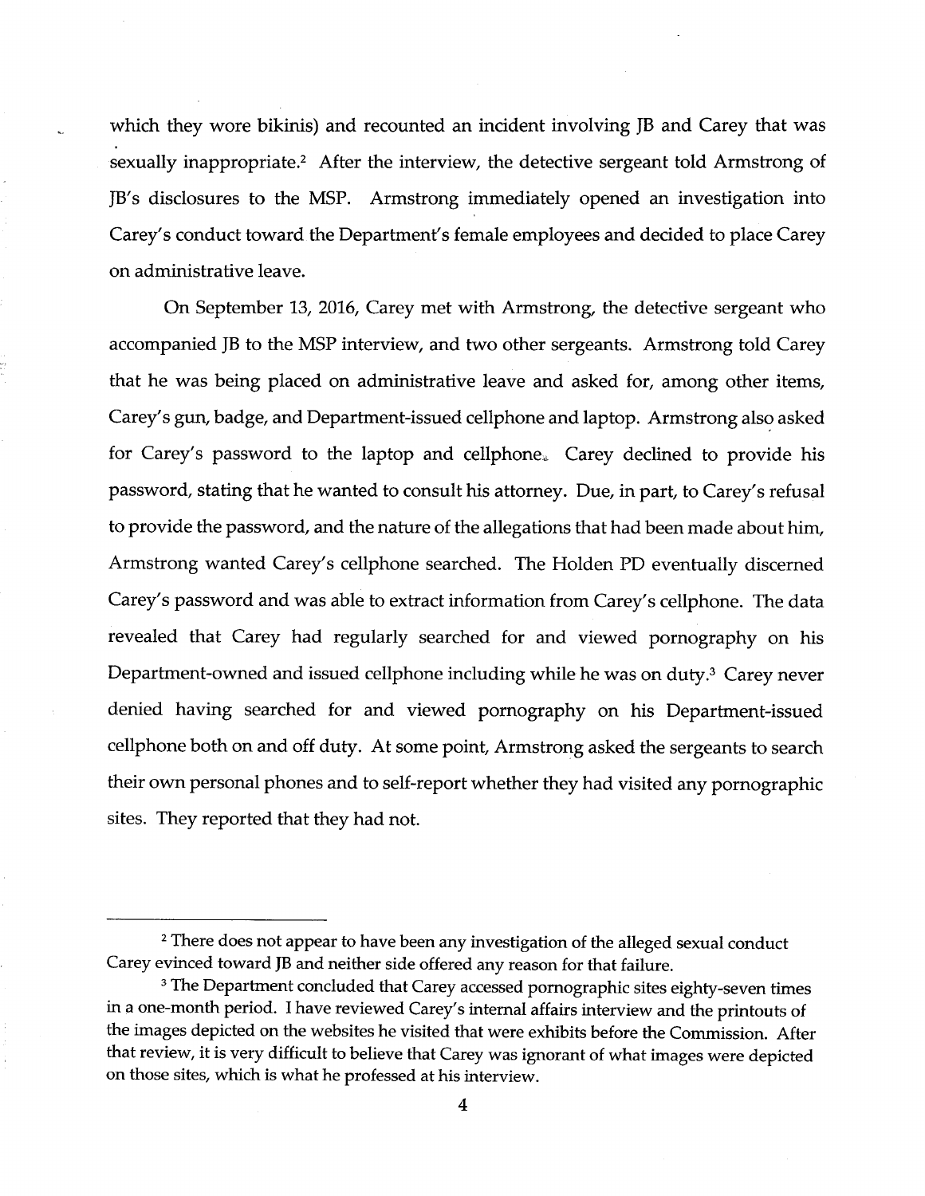which they wore bikinis) and recounted an incident involving JB and Carey that was sexually inappropriate.[2] After the interview, the detective sergeant told Armstrong of JB's disclosures to the MSP. Armstrong immediately opened an investigation into Carey's conduct toward the Department's female employees and decided to place Carey on administrative leave.

On September 13, 2016, Carey met with Armstrong, the detective sergeant who accompanied JB to the MSP interview, and two other sergeants. Armstrong told Carey that he was being placed on administrative leave and asked for, among other items, Carey's gun, badge, and Department-issued cellphone and laptop. Armstrong also asked for Carey's password to the laptop and cellphone. Carey declined to provide his password, stating that he wanted to consult his attorney. Due, in part, to Carey's refusal to provide the password, and the nature of the allegations that had been made about him, Armstrong wanted Carey's cellphone searched. The Holden PD eventually discerned Carey's password and was able to extract information from Carey's cellphone. The data revealed that Carey had regularly searched for and viewed pornography on his Department-owned and issued cellphone including while he was on duty.[3] Carey never denied having searched for and viewed pornography on his Department-issued cellphone both on and off duty. At some point, Armstrong asked the sergeants to search their own personal phones and to self-report whether they had visited any pornographic sites. They reported that they had not.

---

[2] There does not appear to have been any investigation of the alleged sexual conduct Carey evinced toward JB and neither side offered any reason for that failure.

[3] The Department concluded that Carey accessed pornographic sites eighty-seven times in a one-month period. I have reviewed Carey's internal affairs interview and the printouts of the images depicted on the websites he visited that were exhibits before the Commission. After that review, it is very difficult to believe that Carey was ignorant of what images were depicted on those sites, which is what he professed at his interview.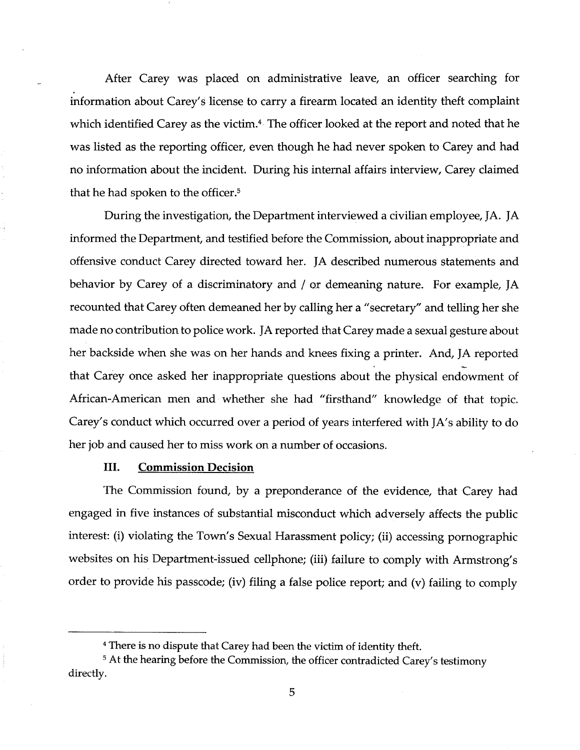After Carey was placed on administrative leave, an officer searching for information about Carey's license to carry a firearm located an identity theft complaint which identified Carey as the victim.[4] The officer looked at the report and noted that he was listed as the reporting officer, even though he had never spoken to Carey and had no information about the incident. During his internal affairs interview, Carey claimed that he had spoken to the officer.[5]

During the investigation, the Department interviewed a civilian employee, JA. JA informed the Department, and testified before the Commission, about inappropriate and offensive conduct Carey directed toward her. JA described numerous statements and behavior by Carey of a discriminatory and / or demeaning nature. For example, JA recounted that Carey often demeaned her by calling her a "secretary" and telling her she made no contribution to police work. JA reported that Carey made a sexual gesture about her backside when she was on her hands and knees fixing a printer. And, JA reported that Carey once asked her inappropriate questions about the physical endowment of African-American men and whether she had "firsthand" knowledge of that topic. Carey's conduct which occurred over a period of years interfered with JA's ability to do her job and caused her to miss work on a number of occasions.

## III. Commission Decision

The Commission found, by a preponderance of the evidence, that Carey had engaged in five instances of substantial misconduct which adversely affects the public interest: (i) violating the Town's Sexual Harassment policy; (ii) accessing pornographic websites on his Department-issued cellphone; (iii) failure to comply with Armstrong's order to provide his passcode; (iv) filing a false police report; and (v) failing to comply

---

[4] There is no dispute that Carey had been the victim of identity theft.

[5] At the hearing before the Commission, the officer contradicted Carey's testimony directly.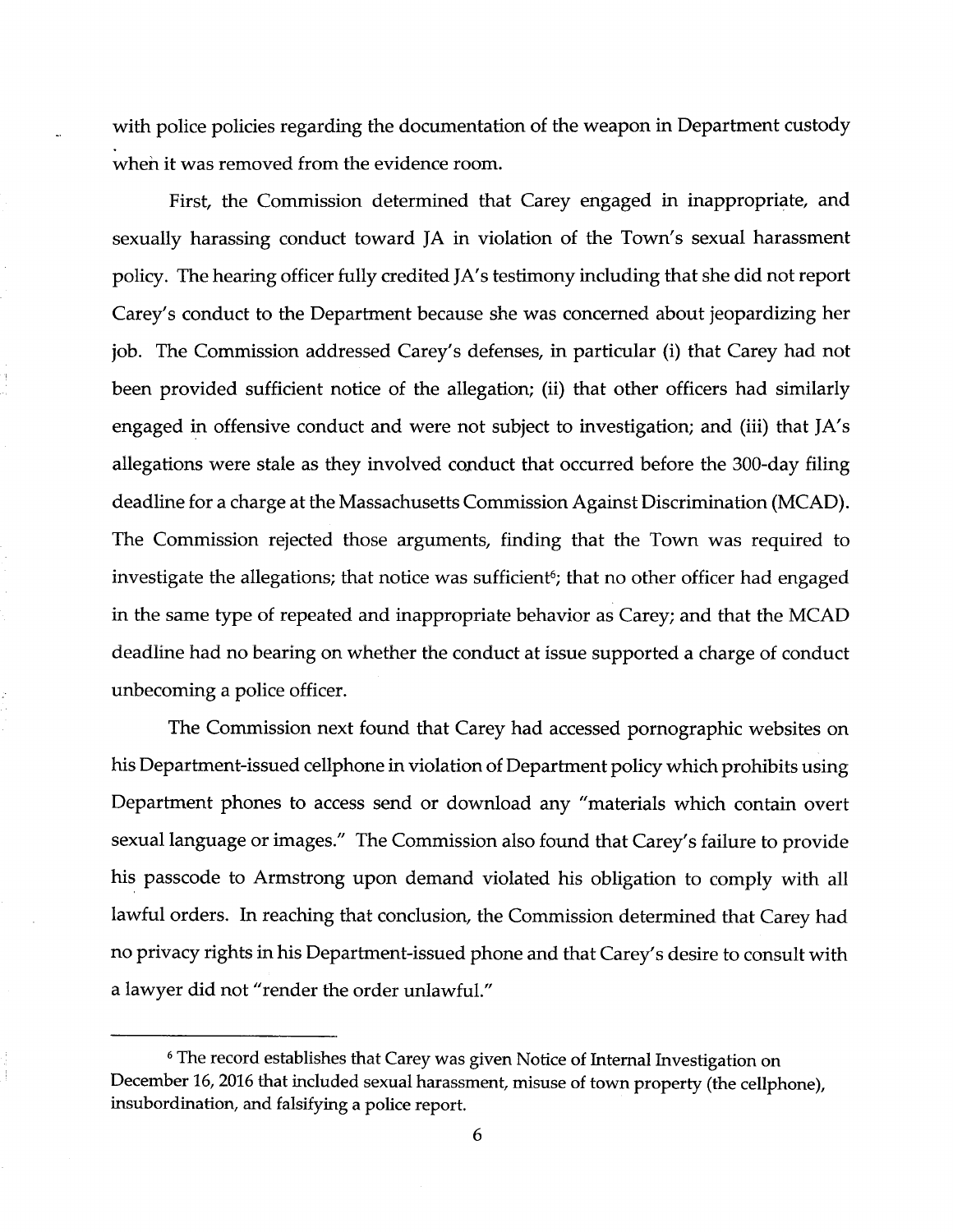with police policies regarding the documentation of the weapon in Department custody when it was removed from the evidence room.

First, the Commission determined that Carey engaged in inappropriate, and sexually harassing conduct toward JA in violation of the Town's sexual harassment policy. The hearing officer fully credited JA's testimony including that she did not report Carey's conduct to the Department because she was concerned about jeopardizing her job. The Commission addressed Carey's defenses, in particular (i) that Carey had not been provided sufficient notice of the allegation; (ii) that other officers had similarly engaged in offensive conduct and were not subject to investigation; and (iii) that JA's allegations were stale as they involved conduct that occurred before the 300-day filing deadline for a charge at the Massachusetts Commission Against Discrimination (MCAD). The Commission rejected those arguments, finding that the Town was required to investigate the allegations; that notice was sufficient[6]; that no other officer had engaged in the same type of repeated and inappropriate behavior as Carey; and that the MCAD deadline had no bearing on whether the conduct at issue supported a charge of conduct unbecoming a police officer.

The Commission next found that Carey had accessed pornographic websites on his Department-issued cellphone in violation of Department policy which prohibits using Department phones to access send or download any "materials which contain overt sexual language or images." The Commission also found that Carey's failure to provide his passcode to Armstrong upon demand violated his obligation to comply with all lawful orders. In reaching that conclusion, the Commission determined that Carey had no privacy rights in his Department-issued phone and that Carey's desire to consult with a lawyer did not "render the order unlawful."

---

[6] The record establishes that Carey was given Notice of Internal Investigation on December 16, 2016 that included sexual harassment, misuse of town property (the cellphone), insubordination, and falsifying a police report.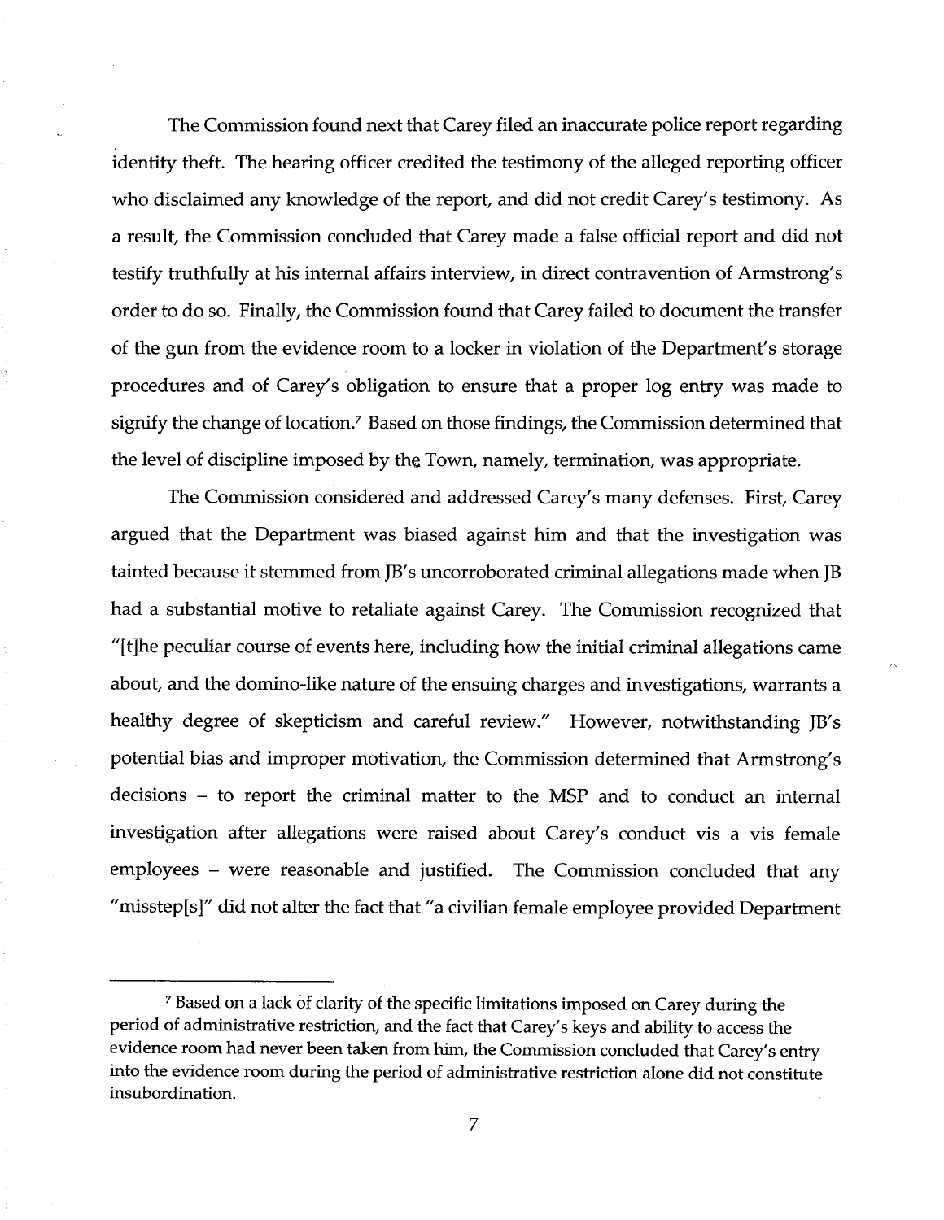The Commission found next that Carey filed an inaccurate police report regarding identity theft. The hearing officer credited the testimony of the alleged reporting officer who disclaimed any knowledge of the report, and did not credit Carey's testimony. As a result, the Commission concluded that Carey made a false official report and did not testify truthfully at his internal affairs interview, in direct contravention of Armstrong's order to do so. Finally, the Commission found that Carey failed to document the transfer of the gun from the evidence room to a locker in violation of the Department's storage procedures and of Carey's obligation to ensure that a proper log entry was made to signify the change of location.[7] Based on those findings, the Commission determined that the level of discipline imposed by the Town, namely, termination, was appropriate.

The Commission considered and addressed Carey's many defenses. First, Carey argued that the Department was biased against him and that the investigation was tainted because it stemmed from JB's uncorroborated criminal allegations made when JB had a substantial motive to retaliate against Carey. The Commission recognized that "[t]he peculiar course of events here, including how the initial criminal allegations came about, and the domino-like nature of the ensuing charges and investigations, warrants a healthy degree of skepticism and careful review." However, notwithstanding JB's potential bias and improper motivation, the Commission determined that Armstrong's decisions – to report the criminal matter to the MSP and to conduct an internal investigation after allegations were raised about Carey's conduct vis a vis female employees – were reasonable and justified. The Commission concluded that any "misstep[s]" did not alter the fact that "a civilian female employee provided Department

[7] Based on a lack of clarity of the specific limitations imposed on Carey during the period of administrative restriction, and the fact that Carey's keys and ability to access the evidence room had never been taken from him, the Commission concluded that Carey's entry into the evidence room during the period of administrative restriction alone did not constitute insubordination.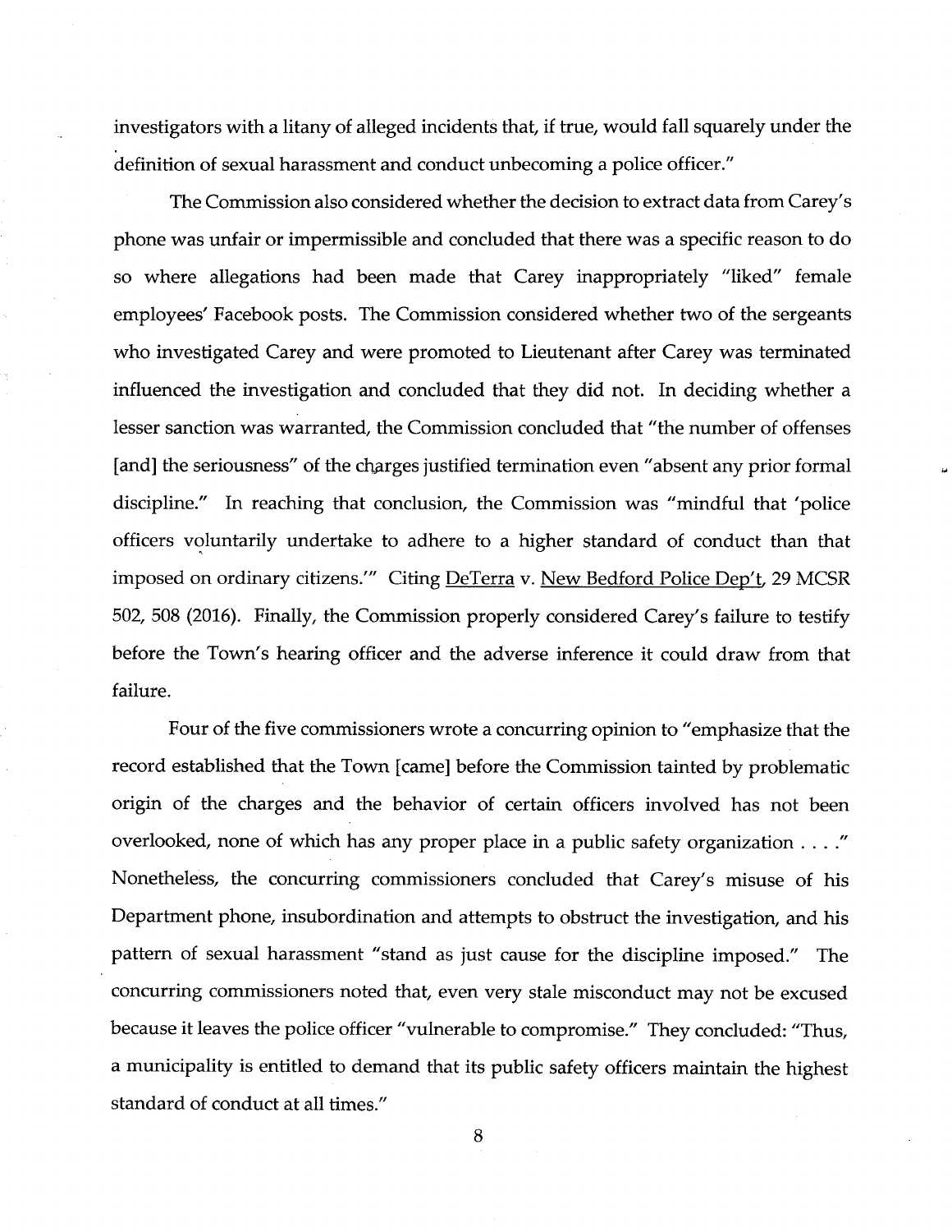investigators with a litany of alleged incidents that, if true, would fall squarely under the definition of sexual harassment and conduct unbecoming a police officer."

The Commission also considered whether the decision to extract data from Carey's phone was unfair or impermissible and concluded that there was a specific reason to do so where allegations had been made that Carey inappropriately "liked" female employees' Facebook posts. The Commission considered whether two of the sergeants who investigated Carey and were promoted to Lieutenant after Carey was terminated influenced the investigation and concluded that they did not. In deciding whether a lesser sanction was warranted, the Commission concluded that "the number of offenses [and] the seriousness" of the charges justified termination even "absent any prior formal discipline." In reaching that conclusion, the Commission was "mindful that 'police officers voluntarily undertake to adhere to a higher standard of conduct than that imposed on ordinary citizens.'" Citing DeTerra v. New Bedford Police Dep't, 29 MCSR 502, 508 (2016). Finally, the Commission properly considered Carey's failure to testify before the Town's hearing officer and the adverse inference it could draw from that failure.

Four of the five commissioners wrote a concurring opinion to "emphasize that the record established that the Town [came] before the Commission tainted by problematic origin of the charges and the behavior of certain officers involved has not been overlooked, none of which has any proper place in a public safety organization . . . ." Nonetheless, the concurring commissioners concluded that Carey's misuse of his Department phone, insubordination and attempts to obstruct the investigation, and his pattern of sexual harassment "stand as just cause for the discipline imposed." The concurring commissioners noted that, even very stale misconduct may not be excused because it leaves the police officer "vulnerable to compromise." They concluded: "Thus, a municipality is entitled to demand that its public safety officers maintain the highest standard of conduct at all times."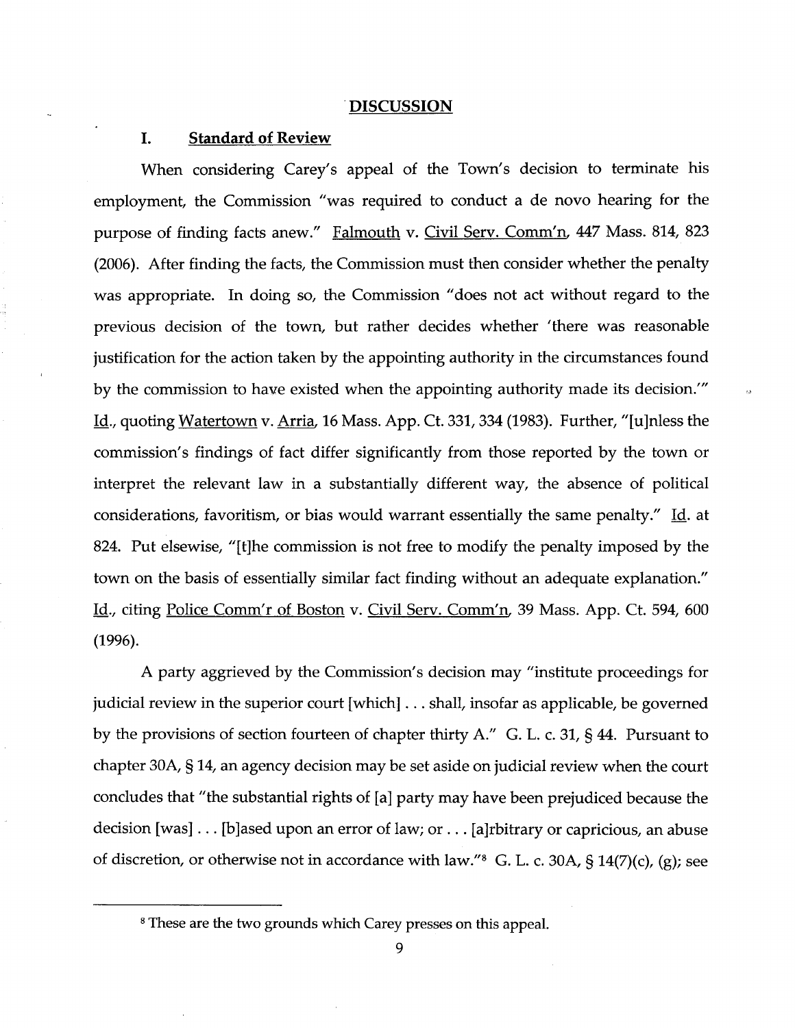## DISCUSSION

### I. Standard of Review

When considering Carey's appeal of the Town's decision to terminate his employment, the Commission "was required to conduct a de novo hearing for the purpose of finding facts anew." Falmouth v. Civil Serv. Comm'n, 447 Mass. 814, 823 (2006). After finding the facts, the Commission must then consider whether the penalty was appropriate. In doing so, the Commission "does not act without regard to the previous decision of the town, but rather decides whether 'there was reasonable justification for the action taken by the appointing authority in the circumstances found by the commission to have existed when the appointing authority made its decision.'" Id., quoting Watertown v. Arria, 16 Mass. App. Ct. 331, 334 (1983). Further, "[u]nless the commission's findings of fact differ significantly from those reported by the town or interpret the relevant law in a substantially different way, the absence of political considerations, favoritism, or bias would warrant essentially the same penalty." Id. at 824. Put elsewise, "[t]he commission is not free to modify the penalty imposed by the town on the basis of essentially similar fact finding without an adequate explanation." Id., citing Police Comm'r of Boston v. Civil Serv. Comm'n, 39 Mass. App. Ct. 594, 600 (1996).

A party aggrieved by the Commission's decision may "institute proceedings for judicial review in the superior court [which] . . . shall, insofar as applicable, be governed by the provisions of section fourteen of chapter thirty A." G. L. c. 31, § 44. Pursuant to chapter 30A, § 14, an agency decision may be set aside on judicial review when the court concludes that "the substantial rights of [a] party may have been prejudiced because the decision [was] . . . [b]ased upon an error of law; or . . . [a]rbitrary or capricious, an abuse of discretion, or otherwise not in accordance with law."[8] G. L. c. 30A, § 14(7)(c), (g); see

---

[8] These are the two grounds which Carey presses on this appeal.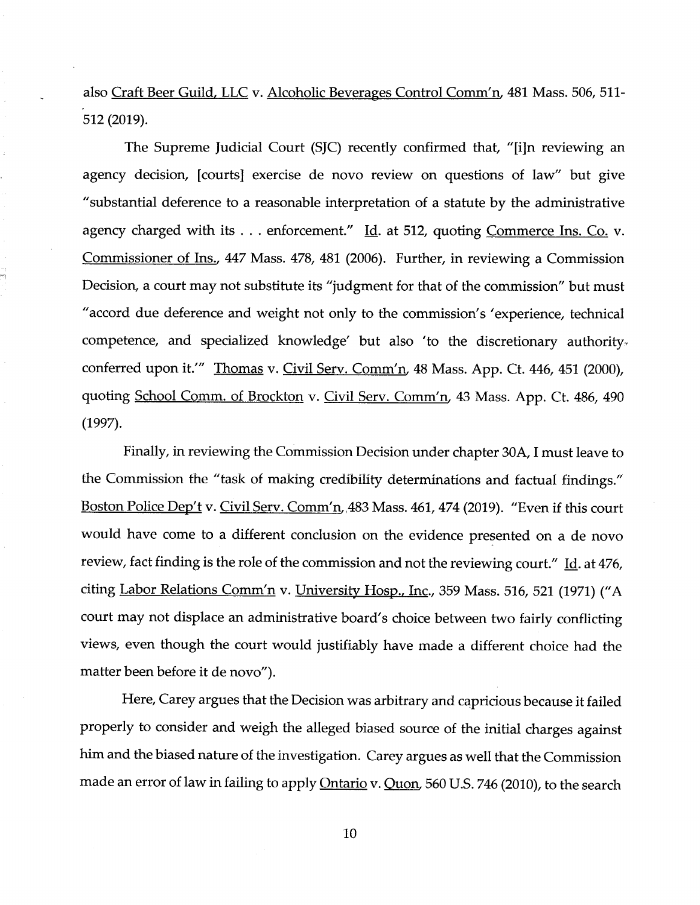also Craft Beer Guild, LLC v. Alcoholic Beverages Control Comm'n, 481 Mass. 506, 511-512 (2019).

The Supreme Judicial Court (SJC) recently confirmed that, "[i]n reviewing an agency decision, [courts] exercise de novo review on questions of law" but give "substantial deference to a reasonable interpretation of a statute by the administrative agency charged with its . . . enforcement." Id. at 512, quoting Commerce Ins. Co. v. Commissioner of Ins., 447 Mass. 478, 481 (2006). Further, in reviewing a Commission Decision, a court may not substitute its "judgment for that of the commission" but must "accord due deference and weight not only to the commission's 'experience, technical competence, and specialized knowledge' but also 'to the discretionary authority conferred upon it.'" Thomas v. Civil Serv. Comm'n, 48 Mass. App. Ct. 446, 451 (2000), quoting School Comm. of Brockton v. Civil Serv. Comm'n, 43 Mass. App. Ct. 486, 490 (1997).

Finally, in reviewing the Commission Decision under chapter 30A, I must leave to the Commission the "task of making credibility determinations and factual findings." Boston Police Dep't v. Civil Serv. Comm'n, 483 Mass. 461, 474 (2019). "Even if this court would have come to a different conclusion on the evidence presented on a de novo review, fact finding is the role of the commission and not the reviewing court." Id. at 476, citing Labor Relations Comm'n v. University Hosp., Inc., 359 Mass. 516, 521 (1971) ("A court may not displace an administrative board's choice between two fairly conflicting views, even though the court would justifiably have made a different choice had the matter been before it de novo").

Here, Carey argues that the Decision was arbitrary and capricious because it failed properly to consider and weigh the alleged biased source of the initial charges against him and the biased nature of the investigation. Carey argues as well that the Commission made an error of law in failing to apply Ontario v. Quon, 560 U.S. 746 (2010), to the search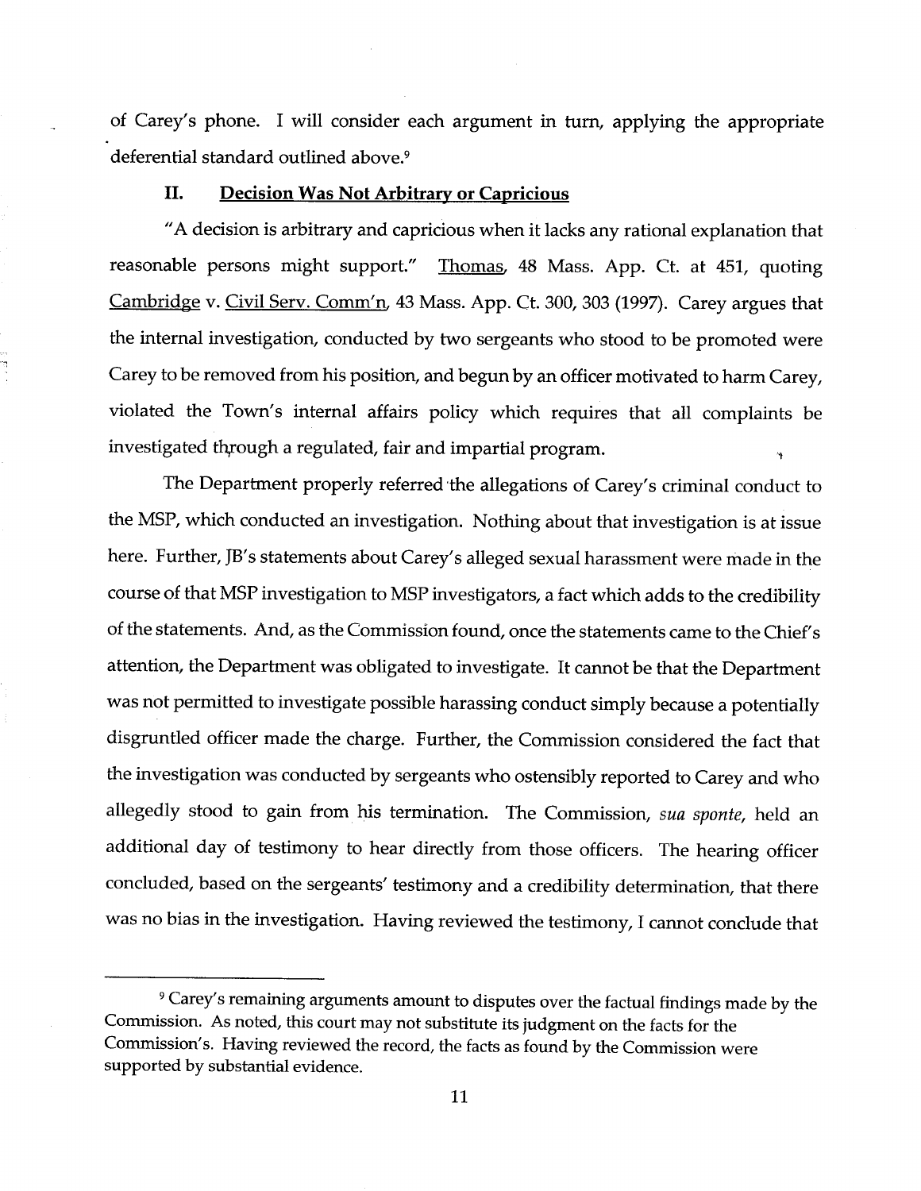of Carey's phone. I will consider each argument in turn, applying the appropriate deferential standard outlined above.[9]

## II. Decision Was Not Arbitrary or Capricious

"A decision is arbitrary and capricious when it lacks any rational explanation that reasonable persons might support." Thomas, 48 Mass. App. Ct. at 451, quoting Cambridge v. Civil Serv. Comm'n, 43 Mass. App. Ct. 300, 303 (1997). Carey argues that the internal investigation, conducted by two sergeants who stood to be promoted were Carey to be removed from his position, and begun by an officer motivated to harm Carey, violated the Town's internal affairs policy which requires that all complaints be investigated through a regulated, fair and impartial program.

The Department properly referred the allegations of Carey's criminal conduct to the MSP, which conducted an investigation. Nothing about that investigation is at issue here. Further, JB's statements about Carey's alleged sexual harassment were made in the course of that MSP investigation to MSP investigators, a fact which adds to the credibility of the statements. And, as the Commission found, once the statements came to the Chief's attention, the Department was obligated to investigate. It cannot be that the Department was not permitted to investigate possible harassing conduct simply because a potentially disgruntled officer made the charge. Further, the Commission considered the fact that the investigation was conducted by sergeants who ostensibly reported to Carey and who allegedly stood to gain from his termination. The Commission, *sua sponte*, held an additional day of testimony to hear directly from those officers. The hearing officer concluded, based on the sergeants' testimony and a credibility determination, that there was no bias in the investigation. Having reviewed the testimony, I cannot conclude that

[9] Carey's remaining arguments amount to disputes over the factual findings made by the Commission. As noted, this court may not substitute its judgment on the facts for the Commission's. Having reviewed the record, the facts as found by the Commission were supported by substantial evidence.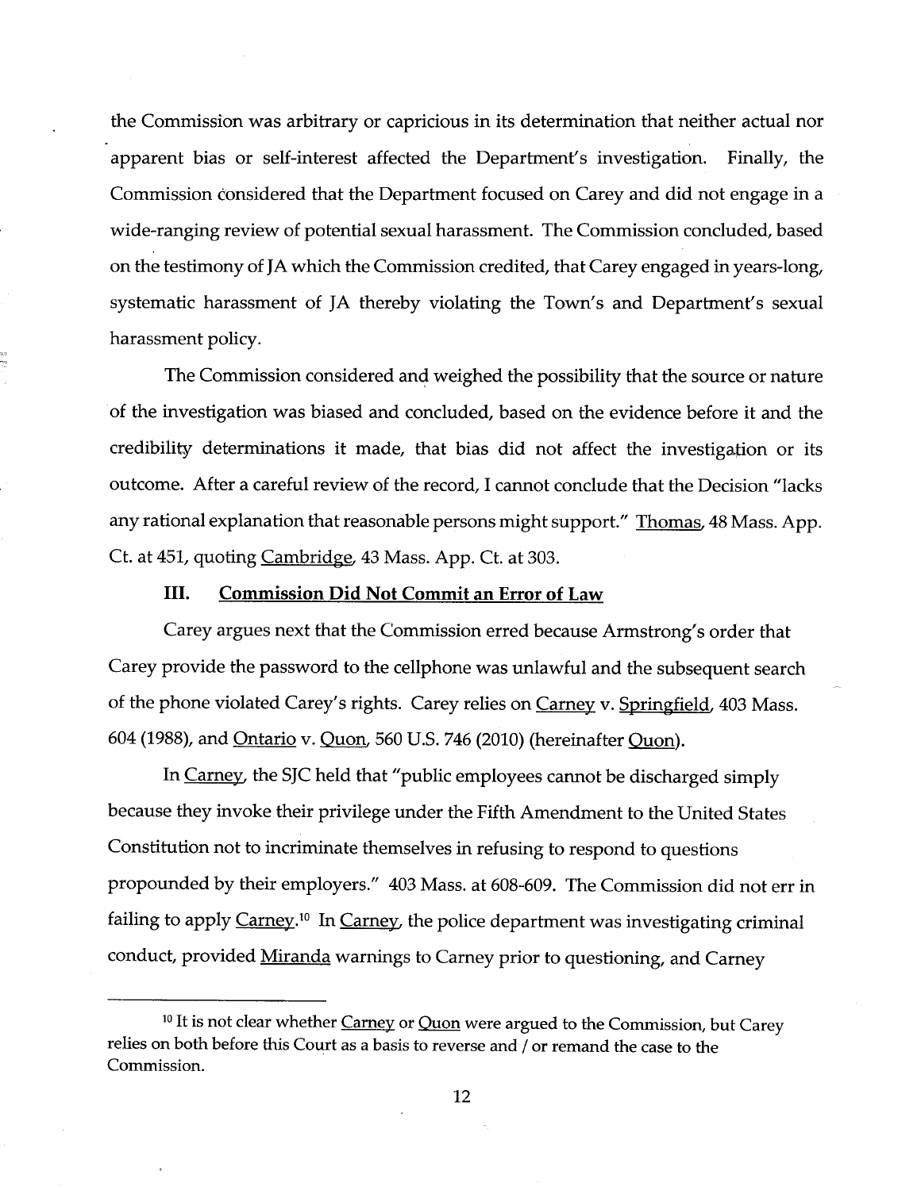the Commission was arbitrary or capricious in its determination that neither actual nor apparent bias or self-interest affected the Department's investigation. Finally, the Commission considered that the Department focused on Carey and did not engage in a wide-ranging review of potential sexual harassment. The Commission concluded, based on the testimony of JA which the Commission credited, that Carey engaged in years-long, systematic harassment of JA thereby violating the Town's and Department's sexual harassment policy.

The Commission considered and weighed the possibility that the source or nature of the investigation was biased and concluded, based on the evidence before it and the credibility determinations it made, that bias did not affect the investigation or its outcome. After a careful review of the record, I cannot conclude that the Decision "lacks any rational explanation that reasonable persons might support." Thomas, 48 Mass. App. Ct. at 451, quoting Cambridge, 43 Mass. App. Ct. at 303.

## III. Commission Did Not Commit an Error of Law

Carey argues next that the Commission erred because Armstrong's order that Carey provide the password to the cellphone was unlawful and the subsequent search of the phone violated Carey's rights. Carey relies on Carney v. Springfield, 403 Mass. 604 (1988), and Ontario v. Quon, 560 U.S. 746 (2010) (hereinafter Quon).

In Carney, the SJC held that "public employees cannot be discharged simply because they invoke their privilege under the Fifth Amendment to the United States Constitution not to incriminate themselves in refusing to respond to questions propounded by their employers." 403 Mass. at 608-609. The Commission did not err in failing to apply Carney.[10] In Carney, the police department was investigating criminal conduct, provided Miranda warnings to Carney prior to questioning, and Carney

[10] It is not clear whether Carney or Quon were argued to the Commission, but Carey relies on both before this Court as a basis to reverse and / or remand the case to the Commission.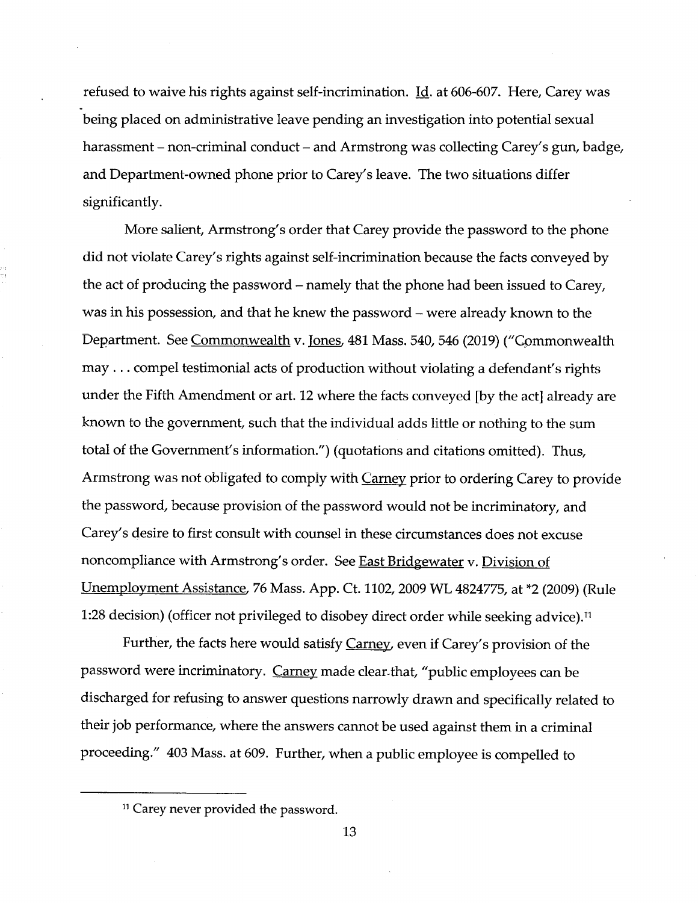refused to waive his rights against self-incrimination. Id. at 606-607. Here, Carey was being placed on administrative leave pending an investigation into potential sexual harassment – non-criminal conduct – and Armstrong was collecting Carey's gun, badge, and Department-owned phone prior to Carey's leave. The two situations differ significantly.

More salient, Armstrong's order that Carey provide the password to the phone did not violate Carey's rights against self-incrimination because the facts conveyed by the act of producing the password – namely that the phone had been issued to Carey, was in his possession, and that he knew the password – were already known to the Department. See Commonwealth v. Jones, 481 Mass. 540, 546 (2019) ("Commonwealth may . . . compel testimonial acts of production without violating a defendant's rights under the Fifth Amendment or art. 12 where the facts conveyed [by the act] already are known to the government, such that the individual adds little or nothing to the sum total of the Government's information.") (quotations and citations omitted). Thus, Armstrong was not obligated to comply with Carney prior to ordering Carey to provide the password, because provision of the password would not be incriminatory, and Carey's desire to first consult with counsel in these circumstances does not excuse noncompliance with Armstrong's order. See East Bridgewater v. Division of Unemployment Assistance, 76 Mass. App. Ct. 1102, 2009 WL 4824775, at *2 (2009) (Rule 1:28 decision) (officer not privileged to disobey direct order while seeking advice).[11]

Further, the facts here would satisfy Carney, even if Carey's provision of the password were incriminatory. Carney made clear that, "public employees can be discharged for refusing to answer questions narrowly drawn and specifically related to their job performance, where the answers cannot be used against them in a criminal proceeding." 403 Mass. at 609. Further, when a public employee is compelled to

[11] Carey never provided the password.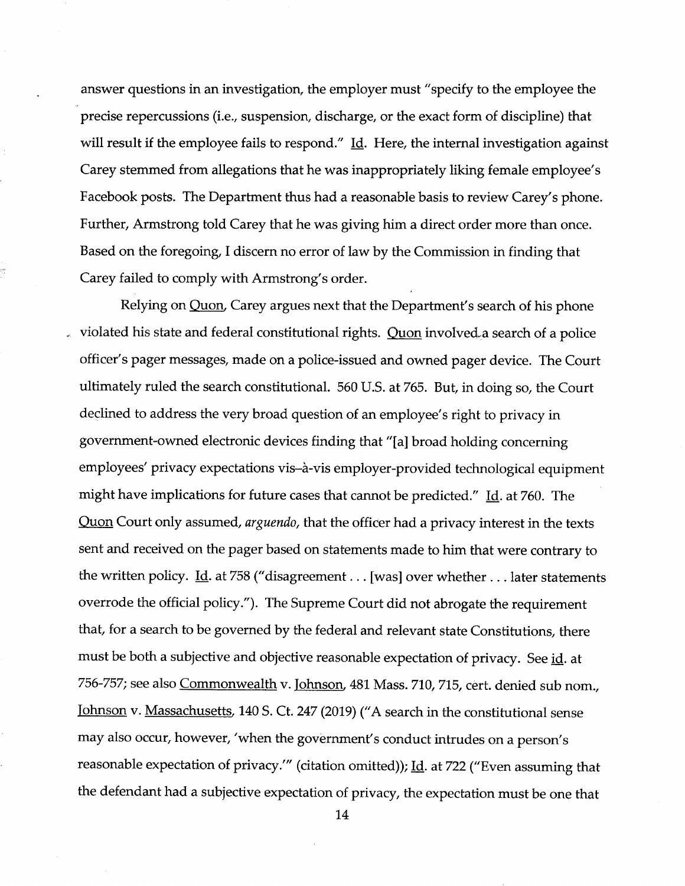answer questions in an investigation, the employer must "specify to the employee the precise repercussions (i.e., suspension, discharge, or the exact form of discipline) that will result if the employee fails to respond." Id. Here, the internal investigation against Carey stemmed from allegations that he was inappropriately liking female employee's Facebook posts. The Department thus had a reasonable basis to review Carey's phone. Further, Armstrong told Carey that he was giving him a direct order more than once. Based on the foregoing, I discern no error of law by the Commission in finding that Carey failed to comply with Armstrong's order.

Relying on Quon, Carey argues next that the Department's search of his phone violated his state and federal constitutional rights. Quon involved a search of a police officer's pager messages, made on a police-issued and owned pager device. The Court ultimately ruled the search constitutional. 560 U.S. at 765. But, in doing so, the Court declined to address the very broad question of an employee's right to privacy in government-owned electronic devices finding that "[a] broad holding concerning employees' privacy expectations vis–à-vis employer-provided technological equipment might have implications for future cases that cannot be predicted." Id. at 760. The Quon Court only assumed, *arguendo*, that the officer had a privacy interest in the texts sent and received on the pager based on statements made to him that were contrary to the written policy. Id. at 758 ("disagreement . . . [was] over whether . . . later statements overrode the official policy."). The Supreme Court did not abrogate the requirement that, for a search to be governed by the federal and relevant state Constitutions, there must be both a subjective and objective reasonable expectation of privacy. See id. at 756-757; see also Commonwealth v. Johnson, 481 Mass. 710, 715, cert. denied sub nom., Johnson v. Massachusetts, 140 S. Ct. 247 (2019) ("A search in the constitutional sense may also occur, however, 'when the government's conduct intrudes on a person's reasonable expectation of privacy.'" (citation omitted)); Id. at 722 ("Even assuming that the defendant had a subjective expectation of privacy, the expectation must be one that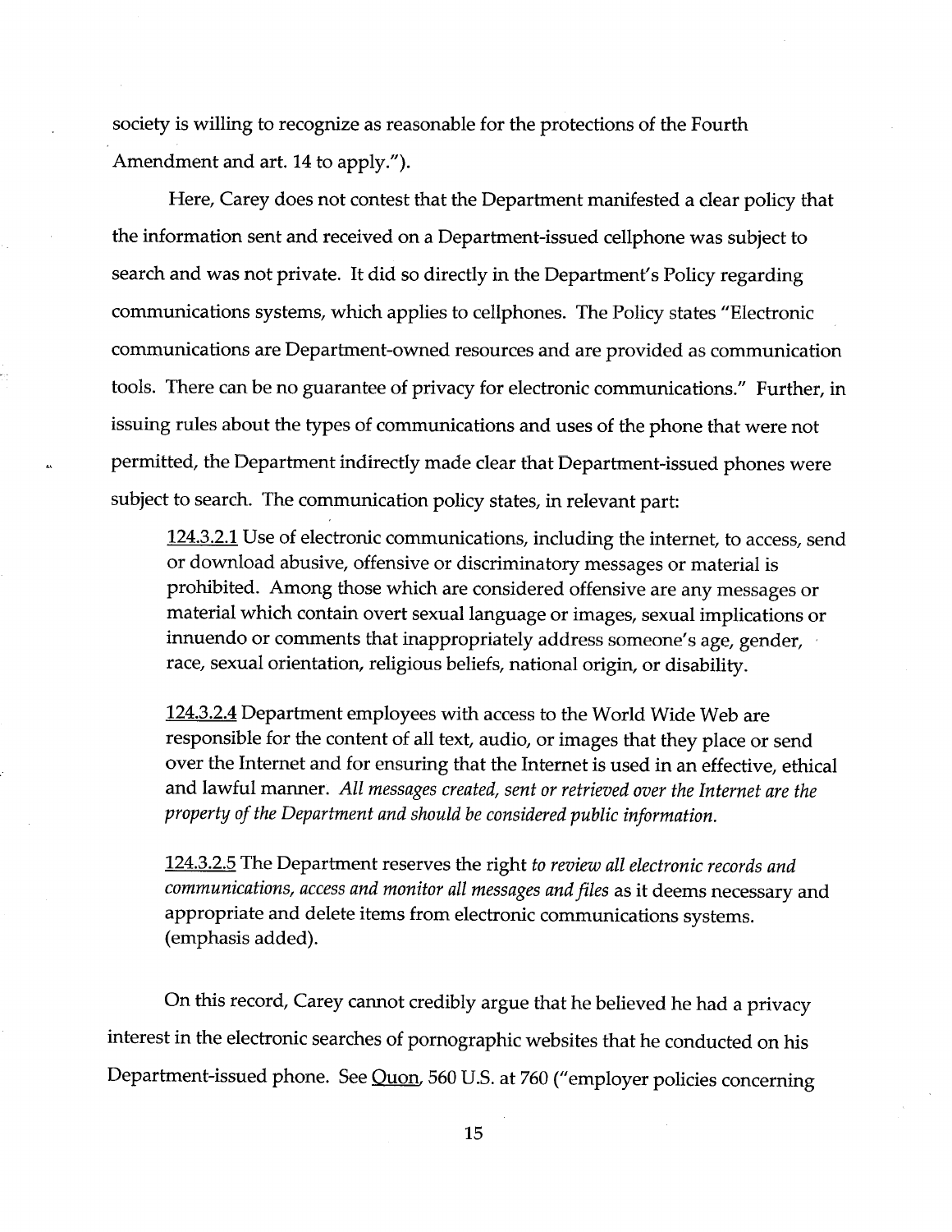society is willing to recognize as reasonable for the protections of the Fourth Amendment and art. 14 to apply.").

Here, Carey does not contest that the Department manifested a clear policy that the information sent and received on a Department-issued cellphone was subject to search and was not private. It did so directly in the Department's Policy regarding communications systems, which applies to cellphones. The Policy states "Electronic communications are Department-owned resources and are provided as communication tools. There can be no guarantee of privacy for electronic communications." Further, in issuing rules about the types of communications and uses of the phone that were not permitted, the Department indirectly made clear that Department-issued phones were subject to search. The communication policy states, in relevant part:

> 124.3.2.1 Use of electronic communications, including the internet, to access, send or download abusive, offensive or discriminatory messages or material is prohibited. Among those which are considered offensive are any messages or material which contain overt sexual language or images, sexual implications or innuendo or comments that inappropriately address someone's age, gender, race, sexual orientation, religious beliefs, national origin, or disability.
>
> 124.3.2.4 Department employees with access to the World Wide Web are responsible for the content of all text, audio, or images that they place or send over the Internet and for ensuring that the Internet is used in an effective, ethical and lawful manner. *All messages created, sent or retrieved over the Internet are the property of the Department and should be considered public information.*
>
> 124.3.2.5 The Department reserves the right *to review all electronic records and communications, access and monitor all messages and files* as it deems necessary and appropriate and delete items from electronic communications systems. (emphasis added).

On this record, Carey cannot credibly argue that he believed he had a privacy interest in the electronic searches of pornographic websites that he conducted on his Department-issued phone. See Quon, 560 U.S. at 760 ("employer policies concerning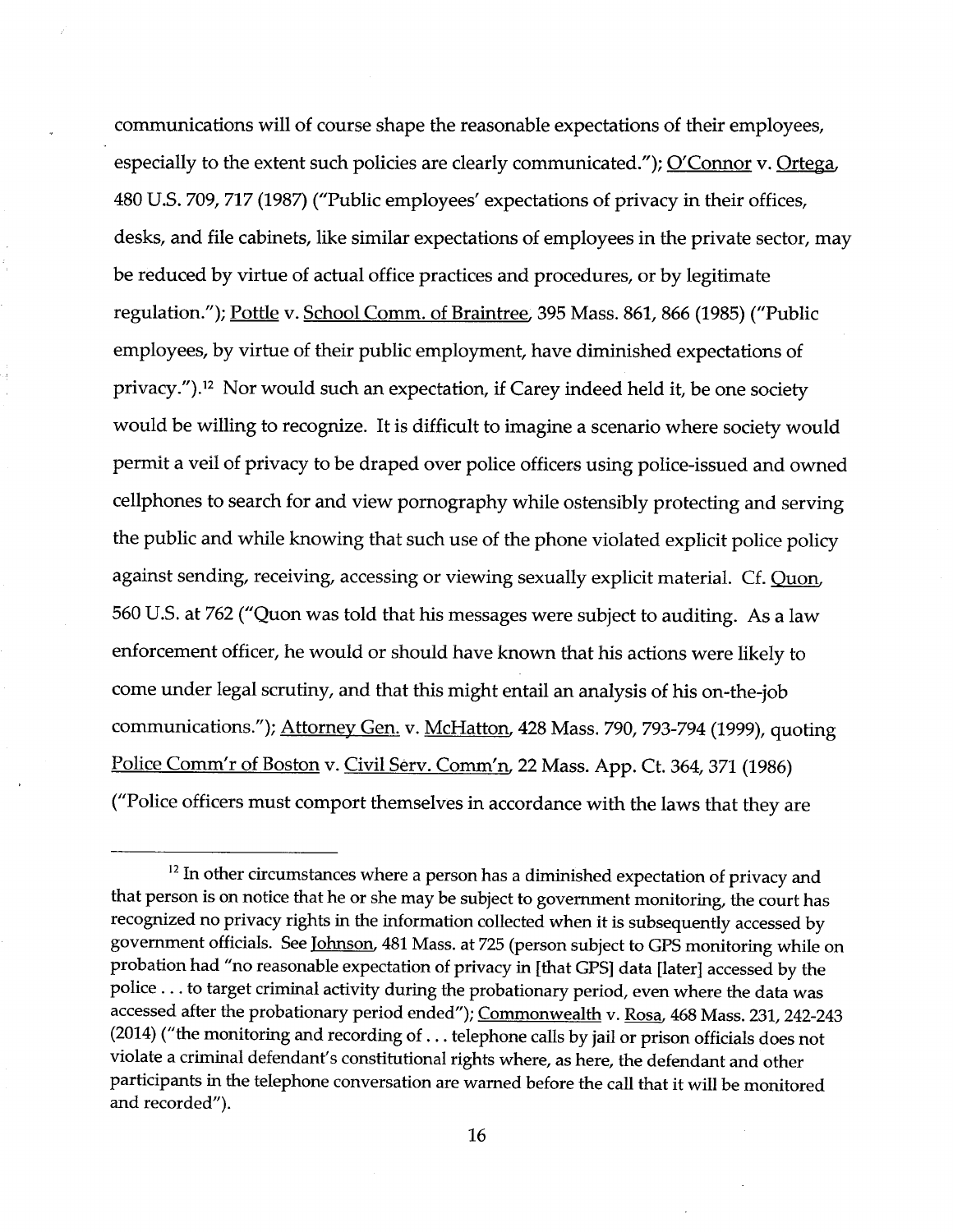communications will of course shape the reasonable expectations of their employees, especially to the extent such policies are clearly communicated."); O'Connor v. Ortega, 480 U.S. 709, 717 (1987) ("Public employees' expectations of privacy in their offices, desks, and file cabinets, like similar expectations of employees in the private sector, may be reduced by virtue of actual office practices and procedures, or by legitimate regulation."); Pottle v. School Comm. of Braintree, 395 Mass. 861, 866 (1985) ("Public employees, by virtue of their public employment, have diminished expectations of privacy.").[12] Nor would such an expectation, if Carey indeed held it, be one society would be willing to recognize. It is difficult to imagine a scenario where society would permit a veil of privacy to be draped over police officers using police-issued and owned cellphones to search for and view pornography while ostensibly protecting and serving the public and while knowing that such use of the phone violated explicit police policy against sending, receiving, accessing or viewing sexually explicit material. Cf. Quon, 560 U.S. at 762 ("Quon was told that his messages were subject to auditing. As a law enforcement officer, he would or should have known that his actions were likely to come under legal scrutiny, and that this might entail an analysis of his on-the-job communications."); Attorney Gen. v. McHatton, 428 Mass. 790, 793-794 (1999), quoting Police Comm'r of Boston v. Civil Serv. Comm'n, 22 Mass. App. Ct. 364, 371 (1986) ("Police officers must comport themselves in accordance with the laws that they are

---

[12] In other circumstances where a person has a diminished expectation of privacy and that person is on notice that he or she may be subject to government monitoring, the court has recognized no privacy rights in the information collected when it is subsequently accessed by government officials. See Johnson, 481 Mass. at 725 (person subject to GPS monitoring while on probation had "no reasonable expectation of privacy in [that GPS] data [later] accessed by the police . . . to target criminal activity during the probationary period, even where the data was accessed after the probationary period ended"); Commonwealth v. Rosa, 468 Mass. 231, 242-243 (2014) ("the monitoring and recording of . . . telephone calls by jail or prison officials does not violate a criminal defendant's constitutional rights where, as here, the defendant and other participants in the telephone conversation are warned before the call that it will be monitored and recorded").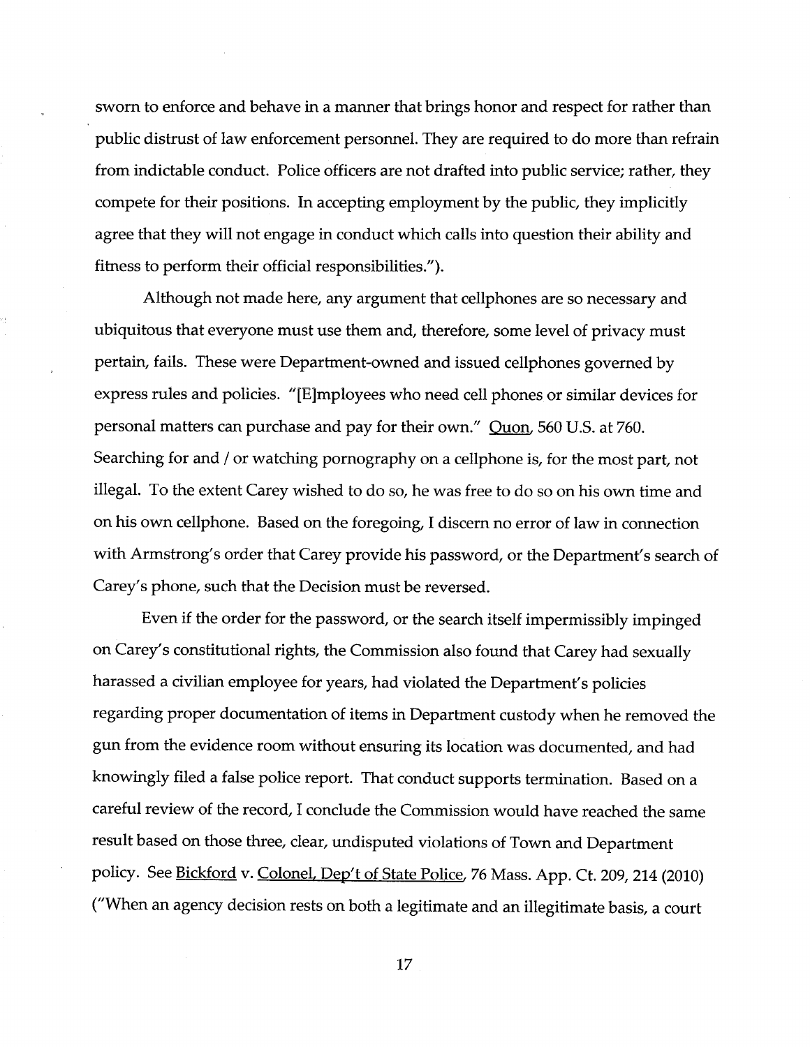sworn to enforce and behave in a manner that brings honor and respect for rather than public distrust of law enforcement personnel. They are required to do more than refrain from indictable conduct. Police officers are not drafted into public service; rather, they compete for their positions. In accepting employment by the public, they implicitly agree that they will not engage in conduct which calls into question their ability and fitness to perform their official responsibilities.").

Although not made here, any argument that cellphones are so necessary and ubiquitous that everyone must use them and, therefore, some level of privacy must pertain, fails. These were Department-owned and issued cellphones governed by express rules and policies. "[E]mployees who need cell phones or similar devices for personal matters can purchase and pay for their own." Quon, 560 U.S. at 760. Searching for and / or watching pornography on a cellphone is, for the most part, not illegal. To the extent Carey wished to do so, he was free to do so on his own time and on his own cellphone. Based on the foregoing, I discern no error of law in connection with Armstrong's order that Carey provide his password, or the Department's search of Carey's phone, such that the Decision must be reversed.

Even if the order for the password, or the search itself impermissibly impinged on Carey's constitutional rights, the Commission also found that Carey had sexually harassed a civilian employee for years, had violated the Department's policies regarding proper documentation of items in Department custody when he removed the gun from the evidence room without ensuring its location was documented, and had knowingly filed a false police report. That conduct supports termination. Based on a careful review of the record, I conclude the Commission would have reached the same result based on those three, clear, undisputed violations of Town and Department policy. See Bickford v. Colonel, Dep't of State Police, 76 Mass. App. Ct. 209, 214 (2010) ("When an agency decision rests on both a legitimate and an illegitimate basis, a court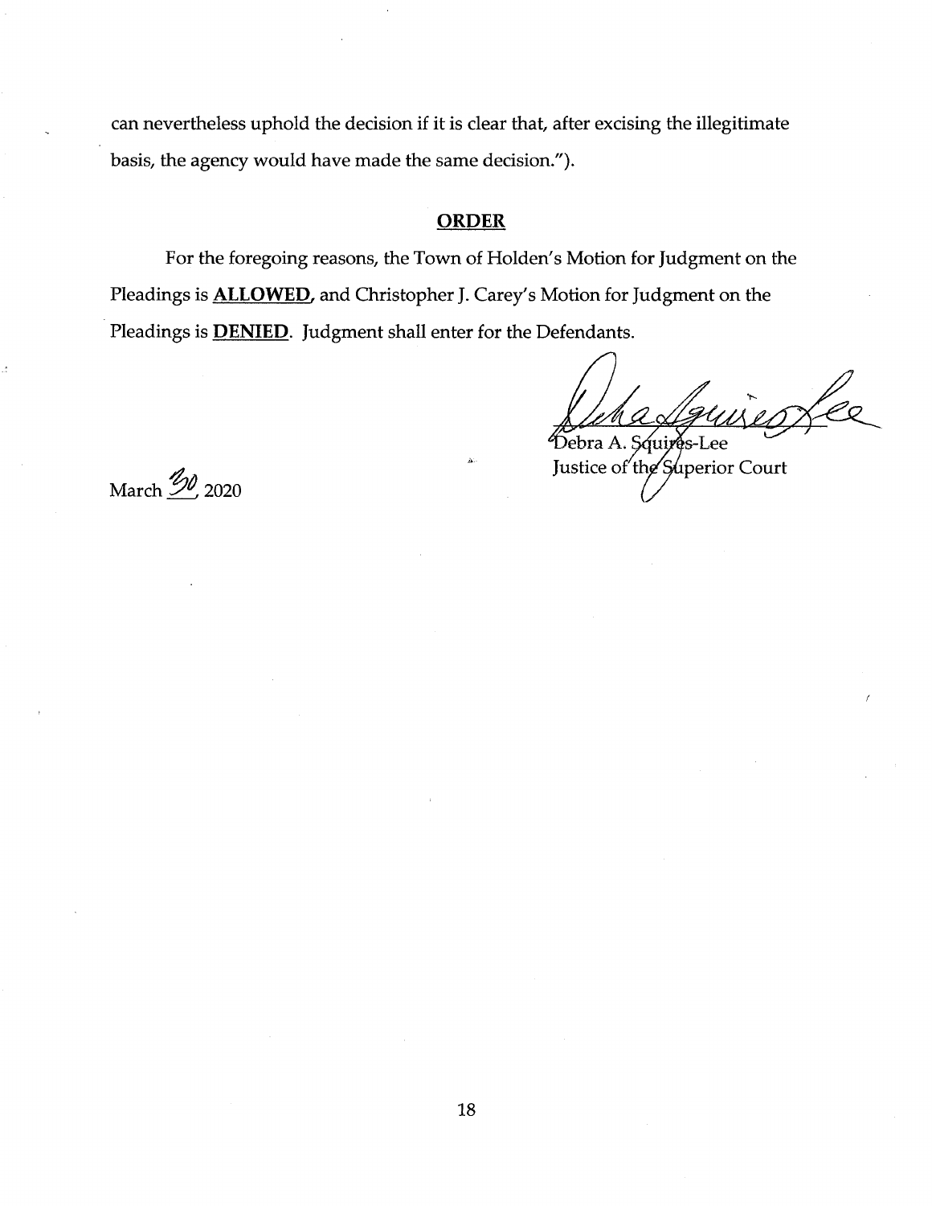can nevertheless uphold the decision if it is clear that, after excising the illegitimate basis, the agency would have made the same decision.").

## ORDER

For the foregoing reasons, the Town of Holden's Motion for Judgment on the Pleadings is **ALLOWED**, and Christopher J. Carey's Motion for Judgment on the Pleadings is **DENIED**. Judgment shall enter for the Defendants.

Debra A. Squires-Lee
Justice of the Superior Court

March 30, 2020